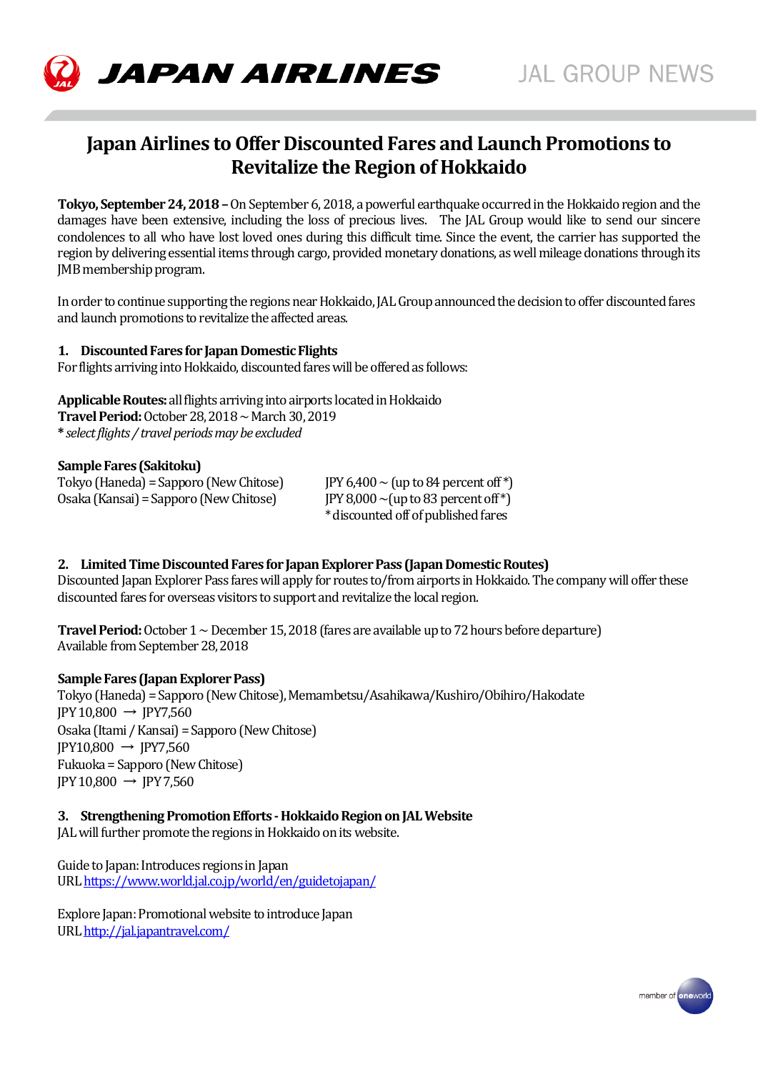JAPAN AIRLINES

JAL GROUP NEWS

# Japan Airlines to Offer Discounted Fares and Launch Promotions to Revitalize the Region of Hokkaido

**Tokyo, September 24, 2018 –** On September 6, 2018, a powerful earthquake occurred in the Hokkaido region and the damages have been extensive, including the loss of precious lives. The JAL Group would like to send our sincere condolences to all who have lost loved ones during this difficult time. Since the event, the carrier has supported the region by delivering essential items through cargo, provided monetary donations, as well mileage donations through its JMB membership program.

In order to continue supporting the regions near Hokkaido, JAL Group announced the decision to offer discounted fares and launch promotions to revitalize the affected areas.

## 1. Discounted Fares for Japan Domestic Flights

For flights arriving into Hokkaido, discounted fares will be offered as follows:

**Applicable Routes:** all flights arriving into airports located in Hokkaido
**Travel Period:** October 28, 2018 ~ March 30, 2019
*\* select flights / travel periods may be excluded*

**Sample Fares (Sakitoku)**

| | |
|---|---|
| Tokyo (Haneda) = Sapporo (New Chitose) | JPY 6,400 ~ (up to 84 percent off \*) |
| Osaka (Kansai) = Sapporo (New Chitose) | JPY 8,000 ~(up to 83 percent off \*) |
| | \* discounted off of published fares |

## 2. Limited Time Discounted Fares for Japan Explorer Pass (Japan Domestic Routes)

Discounted Japan Explorer Pass fares will apply for routes to/from airports in Hokkaido. The company will offer these discounted fares for overseas visitors to support and revitalize the local region.

**Travel Period:** October 1 ~ December 15, 2018 (fares are available up to 72 hours before departure)
Available from September 28, 2018

**Sample Fares (Japan Explorer Pass)**

Tokyo (Haneda) = Sapporo (New Chitose), Memambetsu/Asahikawa/Kushiro/Obihiro/Hakodate
JPY 10,800 → JPY7,560
Osaka (Itami / Kansai) = Sapporo (New Chitose)
JPY10,800 → JPY7,560
Fukuoka = Sapporo (New Chitose)
JPY 10,800 → JPY 7,560

## 3. Strengthening Promotion Efforts - Hokkaido Region on JAL Website

JAL will further promote the regions in Hokkaido on its website.

Guide to Japan: Introduces regions in Japan
URL https://www.world.jal.co.jp/world/en/guidetojapan/

Explore Japan: Promotional website to introduce Japan
URL http://jal.japantravel.com/

member of oneworld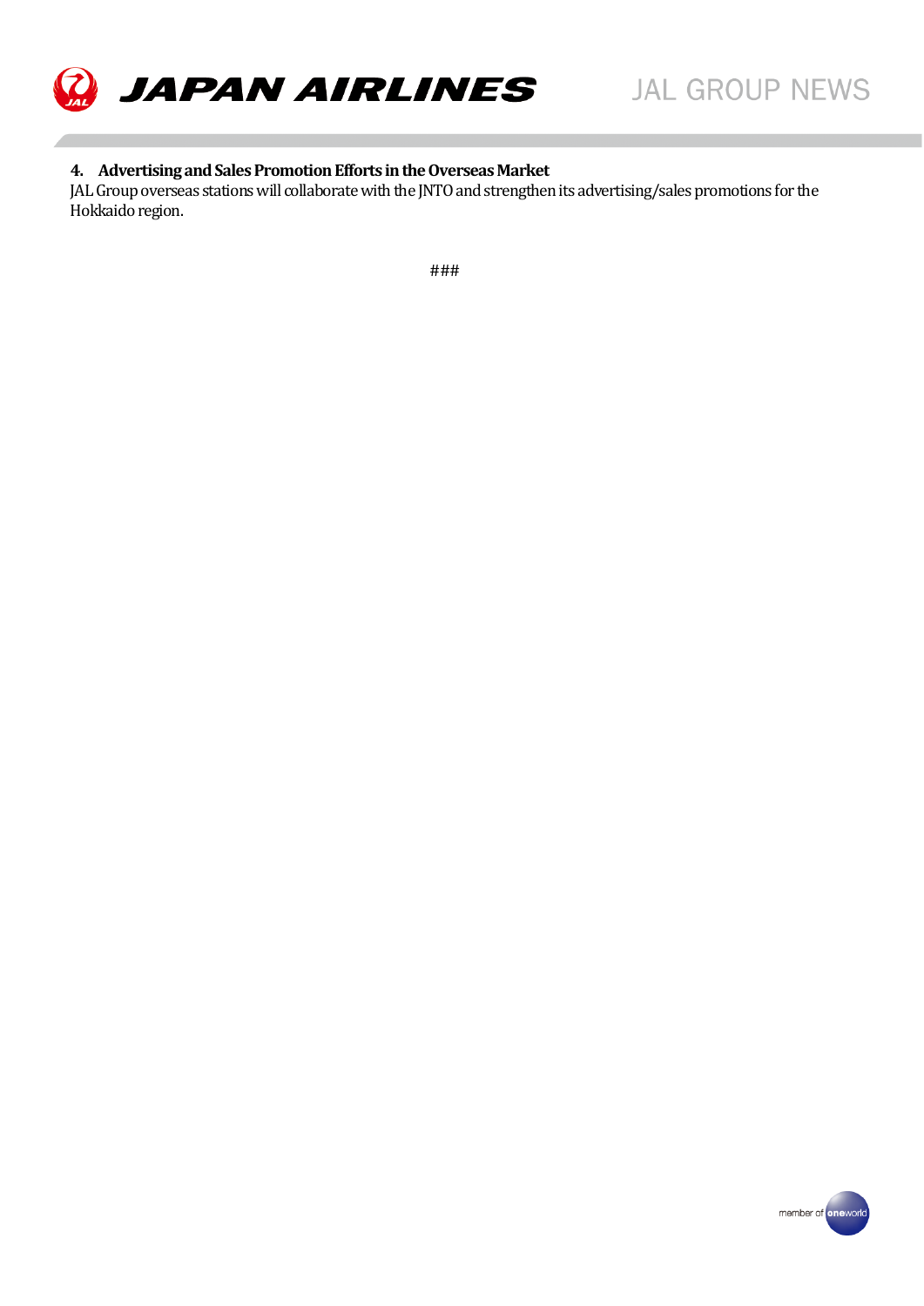**4. Advertising and Sales Promotion Efforts in the Overseas Market**

JAL Group overseas stations will collaborate with the JNTO and strengthen its advertising/sales promotions for the Hokkaido region.

###